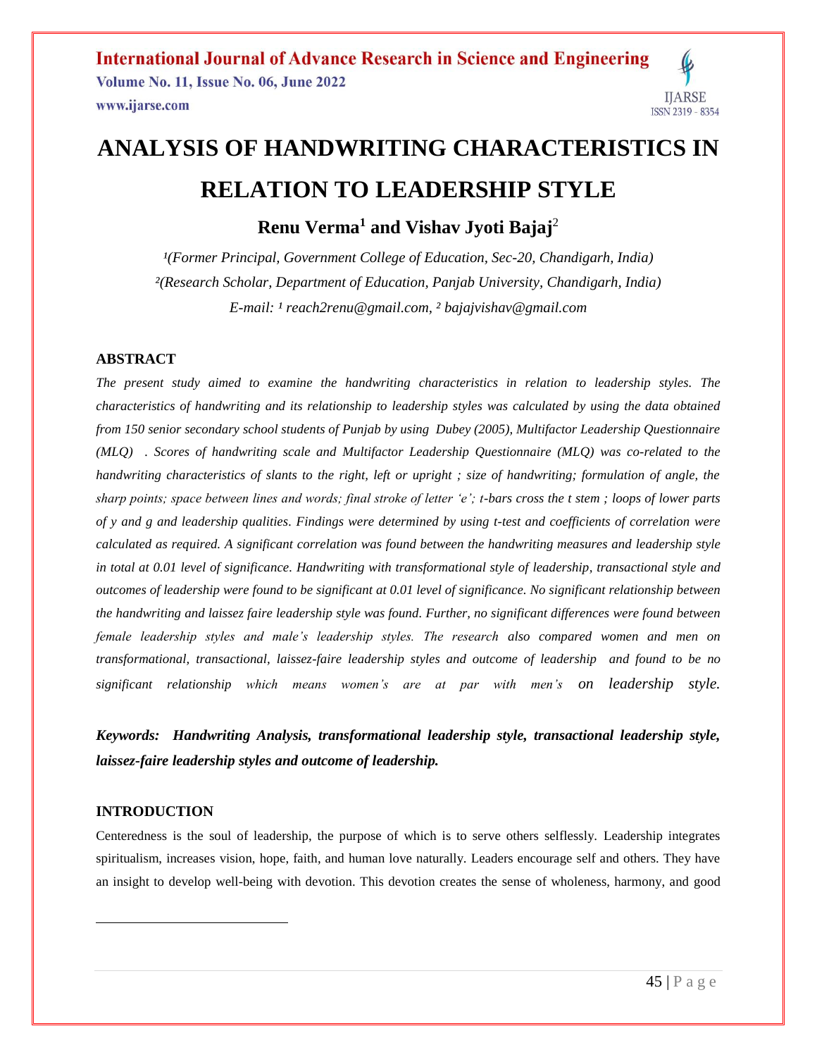# ANALYSIS OF HANDWRITING CHARACTERISTICS IN RELATION TO LEADERSHIP STYLE

**Renu Verma[1] and Vishav Jyoti Bajaj[2]**

*[1](Former Principal, Government College of Education, Sec-20, Chandigarh, India)*
*[2](Research Scholar, Department of Education, Panjab University, Chandigarh, India)*
*E-mail: [1] reach2renu@gmail.com, [2] bajajvishav@gmail.com*

## ABSTRACT

*The present study aimed to examine the handwriting characteristics in relation to leadership styles. The characteristics of handwriting and its relationship to leadership styles was calculated by using the data obtained from 150 senior secondary school students of Punjab by using Dubey (2005), Multifactor Leadership Questionnaire (MLQ) . Scores of handwriting scale and Multifactor Leadership Questionnaire (MLQ) was co-related to the handwriting characteristics of slants to the right, left or upright ; size of handwriting; formulation of angle, the sharp points; space between lines and words; final stroke of letter 'e'; t-bars cross the t stem ; loops of lower parts of y and g and leadership qualities. Findings were determined by using t-test and coefficients of correlation were calculated as required. A significant correlation was found between the handwriting measures and leadership style in total at 0.01 level of significance. Handwriting with transformational style of leadership, transactional style and outcomes of leadership were found to be significant at 0.01 level of significance. No significant relationship between the handwriting and laissez faire leadership style was found. Further, no significant differences were found between female leadership styles and male's leadership styles. The research also compared women and men on transformational, transactional, laissez-faire leadership styles and outcome of leadership and found to be no significant relationship which means women's are at par with men's on leadership style.*

***Keywords:** Handwriting Analysis, transformational leadership style, transactional leadership style, laissez-faire leadership styles and outcome of leadership.*

## INTRODUCTION

Centeredness is the soul of leadership, the purpose of which is to serve others selflessly. Leadership integrates spiritualism, increases vision, hope, faith, and human love naturally. Leaders encourage self and others. They have an insight to develop well-being with devotion. This devotion creates the sense of wholeness, harmony, and good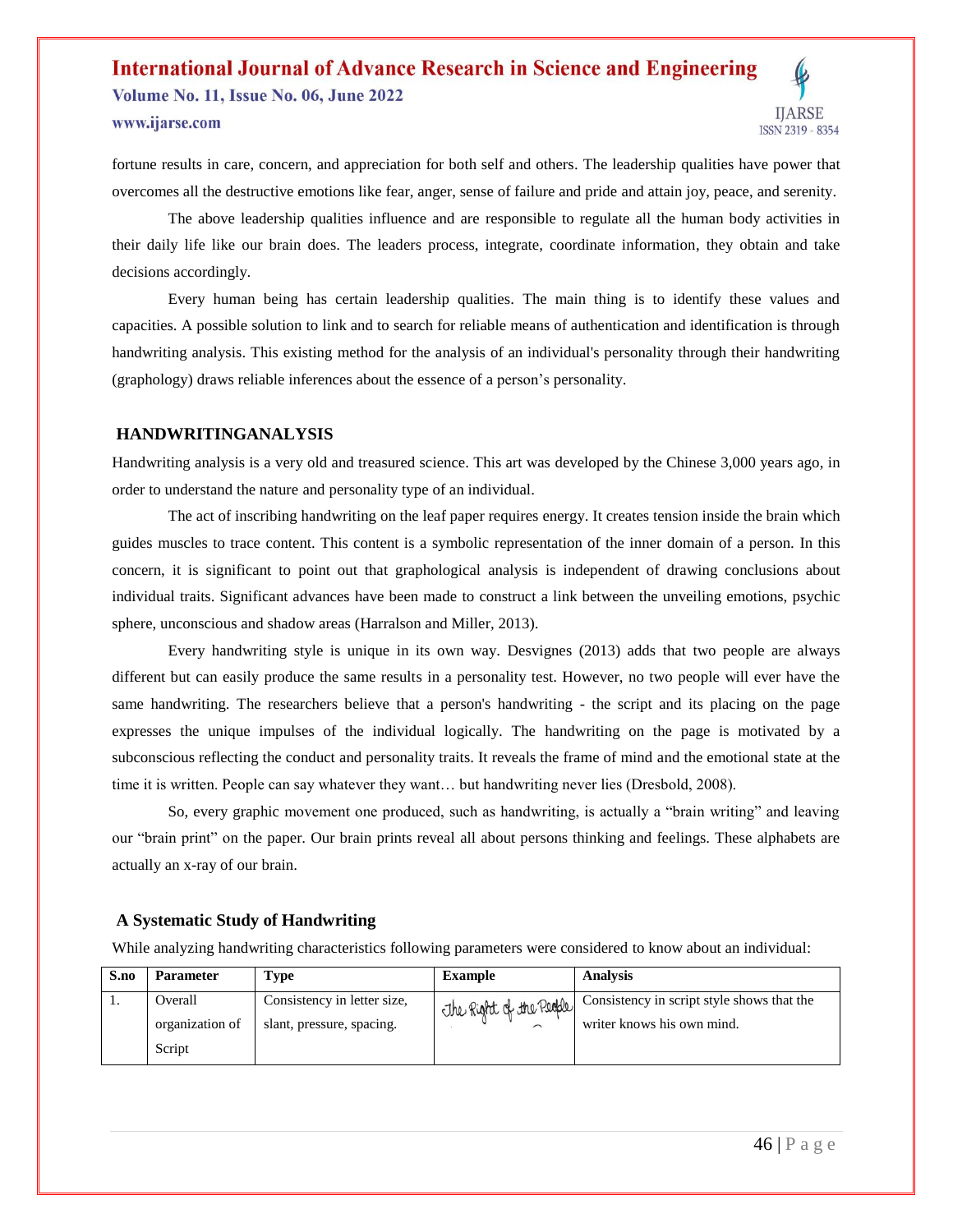fortune results in care, concern, and appreciation for both self and others. The leadership qualities have power that overcomes all the destructive emotions like fear, anger, sense of failure and pride and attain joy, peace, and serenity.

The above leadership qualities influence and are responsible to regulate all the human body activities in their daily life like our brain does. The leaders process, integrate, coordinate information, they obtain and take decisions accordingly.

Every human being has certain leadership qualities. The main thing is to identify these values and capacities. A possible solution to link and to search for reliable means of authentication and identification is through handwriting analysis. This existing method for the analysis of an individual's personality through their handwriting (graphology) draws reliable inferences about the essence of a person's personality.

## HANDWRITINGANALYSIS

Handwriting analysis is a very old and treasured science. This art was developed by the Chinese 3,000 years ago, in order to understand the nature and personality type of an individual.

The act of inscribing handwriting on the leaf paper requires energy. It creates tension inside the brain which guides muscles to trace content. This content is a symbolic representation of the inner domain of a person. In this concern, it is significant to point out that graphological analysis is independent of drawing conclusions about individual traits. Significant advances have been made to construct a link between the unveiling emotions, psychic sphere, unconscious and shadow areas (Harralson and Miller, 2013).

Every handwriting style is unique in its own way. Desvignes (2013) adds that two people are always different but can easily produce the same results in a personality test. However, no two people will ever have the same handwriting. The researchers believe that a person's handwriting - the script and its placing on the page expresses the unique impulses of the individual logically. The handwriting on the page is motivated by a subconscious reflecting the conduct and personality traits. It reveals the frame of mind and the emotional state at the time it is written. People can say whatever they want… but handwriting never lies (Dresbold, 2008).

So, every graphic movement one produced, such as handwriting, is actually a "brain writing" and leaving our "brain print" on the paper. Our brain prints reveal all about persons thinking and feelings. These alphabets are actually an x-ray of our brain.

### A Systematic Study of Handwriting

While analyzing handwriting characteristics following parameters were considered to know about an individual:

| S.no | Parameter | Type | Example | Analysis |
|---|---|---|---|---|
| 1. | Overall organization of Script | Consistency in letter size, slant, pressure, spacing. | The Right of the People | Consistency in script style shows that the writer knows his own mind. |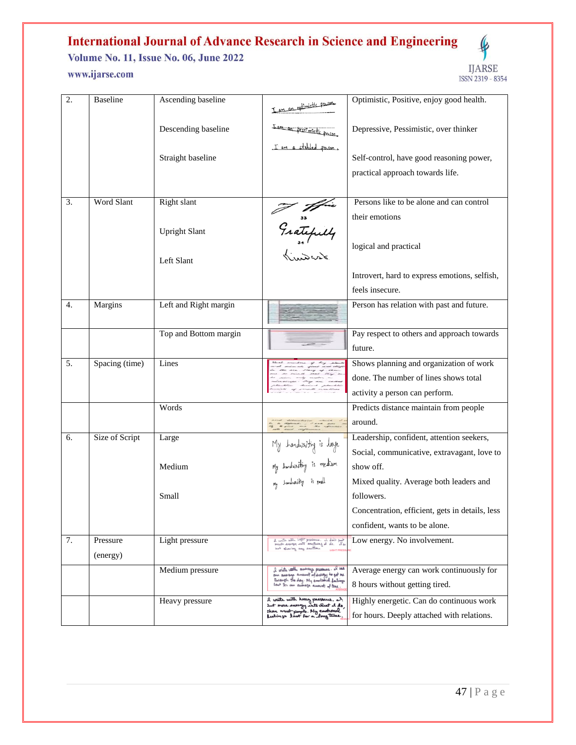| 2. | Baseline | Ascending baseline | I am an optimistic person | Optimistic, Positive, enjoy good health. |
|---|---|---|---|---|
| | | Descending baseline | I am an pessimistic person. | Depressive, Pessimistic, over thinker |
| | | Straight baseline | I am a stabled person. | Self-control, have good reasoning power, practical approach towards life. |
| 3. | Word Slant | Right slant | | Persons like to be alone and can control their emotions |
| | | Upright Slant | Gratefully | logical and practical |
| | | Left Slant | Kindest | Introvert, hard to express emotions, selfish, feels insecure. |
| 4. | Margins | Left and Right margin | | Person has relation with past and future. |
| | | Top and Bottom margin | | Pay respect to others and approach towards future. |
| 5. | Spacing (time) | Lines | | Shows planning and organization of work done. The number of lines shows total activity a person can perform. |
| | | Words | | Predicts distance maintain from people around. |
| 6. | Size of Script | Large | My handwriting is large | Leadership, confident, attention seekers, Social, communicative, extravagant, love to show off. |
| | | Medium | My handwriting is medium | Mixed quality. Average both leaders and followers. |
| | | Small | My handwriting is small | Concentration, efficient, gets in details, less confident, wants to be alone. |
| 7. | Pressure (energy) | Light pressure | | Low energy. No involvement. |
| | | Medium pressure | | Average energy can work continuously for 8 hours without getting tired. |
| | | Heavy pressure | I write with heavy pressure. I put more energy into what I do, than most people. My emotional feelings last for a long time. | Highly energetic. Can do continuous work for hours. Deeply attached with relations. |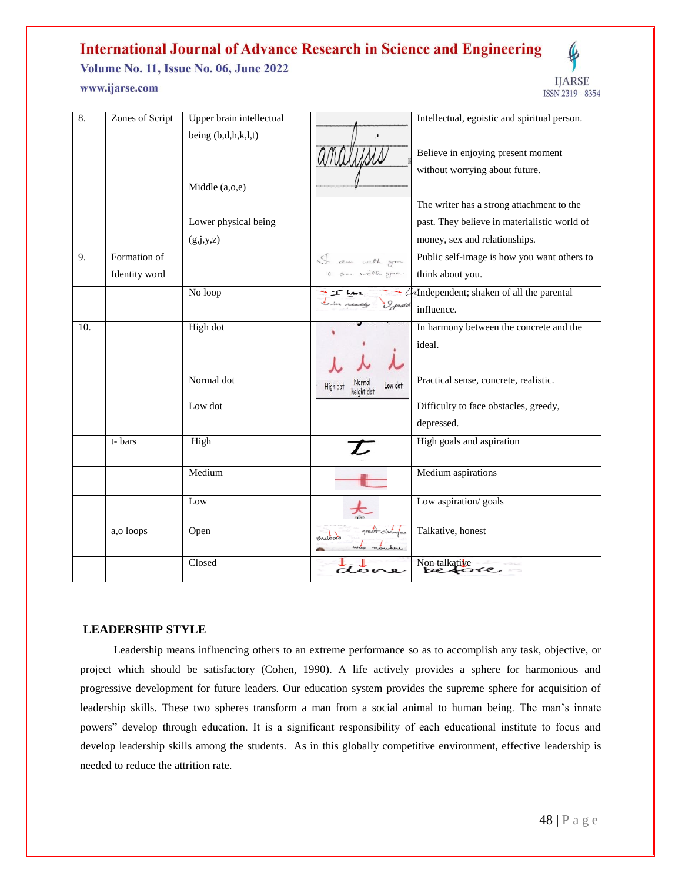| | | | | |
|---|---|---|---|---|
| 8. | Zones of Script | Upper brain intellectual being (b,d,h,k,l,t) | | Intellectual, egoistic and spiritual person. |
| | | Middle (a,o,e) | | Believe in enjoying present moment without worrying about future. |
| | | Lower physical being (g,j,y,z) | | The writer has a strong attachment to the past. They believe in materialistic world of money, sex and relationships. |
| 9. | Formation of Identity word | | | Public self-image is how you want others to think about you. |
| | | No loop | | Independent; shaken of all the parental influence. |
| 10. | | High dot | | In harmony between the concrete and the ideal. |
| | | Normal dot | | Practical sense, concrete, realistic. |
| | | Low dot | | Difficulty to face obstacles, greedy, depressed. |
| | t- bars | High | | High goals and aspiration |
| | | Medium | | Medium aspirations |
| | | Low | | Low aspiration/ goals |
| | a,o loops | Open | | Talkative, honest |
| | | Closed | | Non talkative |

## LEADERSHIP STYLE

Leadership means influencing others to an extreme performance so as to accomplish any task, objective, or project which should be satisfactory (Cohen, 1990). A life actively provides a sphere for harmonious and progressive development for future leaders. Our education system provides the supreme sphere for acquisition of leadership skills. These two spheres transform a man from a social animal to human being. The man's innate powers" develop through education. It is a significant responsibility of each educational institute to focus and develop leadership skills among the students. As in this globally competitive environment, effective leadership is needed to reduce the attrition rate.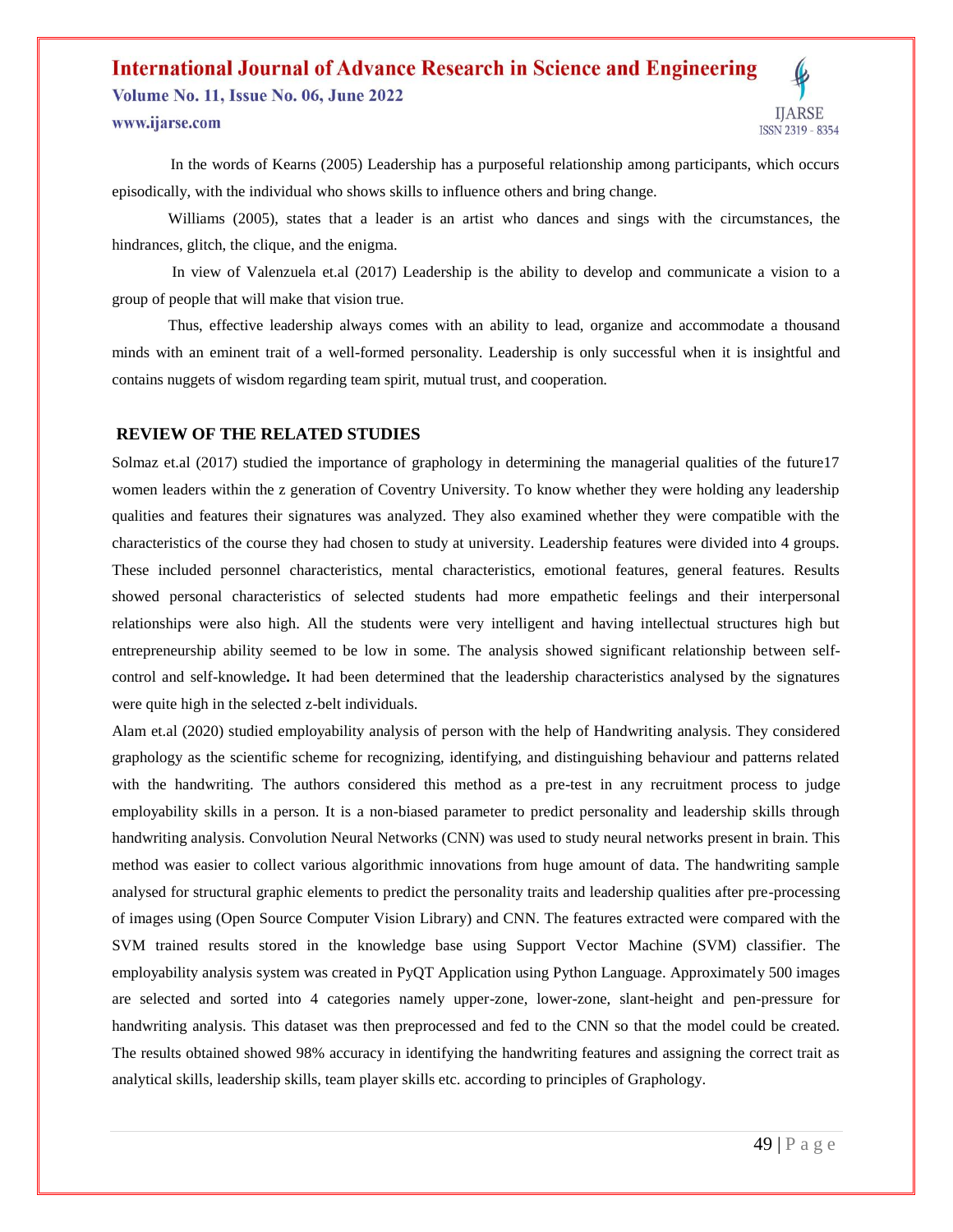In the words of Kearns (2005) Leadership has a purposeful relationship among participants, which occurs episodically, with the individual who shows skills to influence others and bring change.

Williams (2005), states that a leader is an artist who dances and sings with the circumstances, the hindrances, glitch, the clique, and the enigma.

In view of Valenzuela et.al (2017) Leadership is the ability to develop and communicate a vision to a group of people that will make that vision true.

Thus, effective leadership always comes with an ability to lead, organize and accommodate a thousand minds with an eminent trait of a well-formed personality. Leadership is only successful when it is insightful and contains nuggets of wisdom regarding team spirit, mutual trust, and cooperation.

## REVIEW OF THE RELATED STUDIES

Solmaz et.al (2017) studied the importance of graphology in determining the managerial qualities of the future17 women leaders within the z generation of Coventry University. To know whether they were holding any leadership qualities and features their signatures was analyzed. They also examined whether they were compatible with the characteristics of the course they had chosen to study at university. Leadership features were divided into 4 groups. These included personnel characteristics, mental characteristics, emotional features, general features. Results showed personal characteristics of selected students had more empathetic feelings and their interpersonal relationships were also high. All the students were very intelligent and having intellectual structures high but entrepreneurship ability seemed to be low in some. The analysis showed significant relationship between self-control and self-knowledge**.** It had been determined that the leadership characteristics analysed by the signatures were quite high in the selected z-belt individuals.

Alam et.al (2020) studied employability analysis of person with the help of Handwriting analysis. They considered graphology as the scientific scheme for recognizing, identifying, and distinguishing behaviour and patterns related with the handwriting. The authors considered this method as a pre-test in any recruitment process to judge employability skills in a person. It is a non-biased parameter to predict personality and leadership skills through handwriting analysis. Convolution Neural Networks (CNN) was used to study neural networks present in brain. This method was easier to collect various algorithmic innovations from huge amount of data. The handwriting sample analysed for structural graphic elements to predict the personality traits and leadership qualities after pre-processing of images using (Open Source Computer Vision Library) and CNN. The features extracted were compared with the SVM trained results stored in the knowledge base using Support Vector Machine (SVM) classifier. The employability analysis system was created in PyQT Application using Python Language. Approximately 500 images are selected and sorted into 4 categories namely upper-zone, lower-zone, slant-height and pen-pressure for handwriting analysis. This dataset was then preprocessed and fed to the CNN so that the model could be created. The results obtained showed 98% accuracy in identifying the handwriting features and assigning the correct trait as analytical skills, leadership skills, team player skills etc. according to principles of Graphology.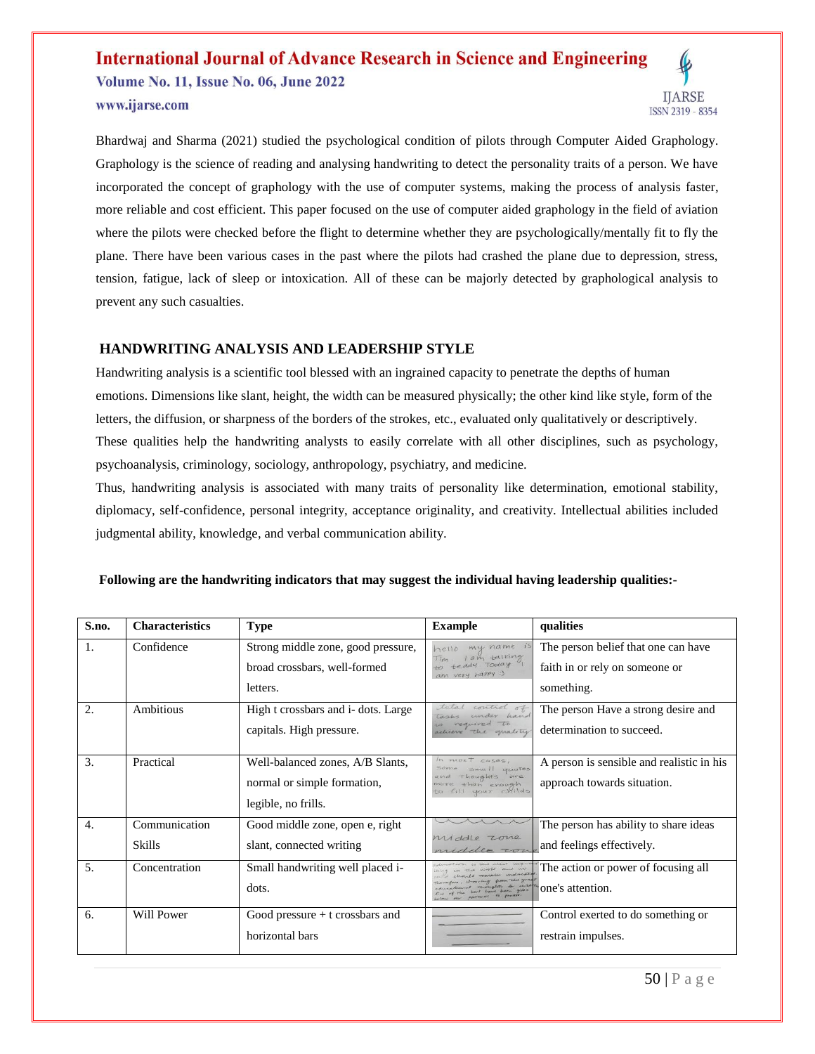Bhardwaj and Sharma (2021) studied the psychological condition of pilots through Computer Aided Graphology. Graphology is the science of reading and analysing handwriting to detect the personality traits of a person. We have incorporated the concept of graphology with the use of computer systems, making the process of analysis faster, more reliable and cost efficient. This paper focused on the use of computer aided graphology in the field of aviation where the pilots were checked before the flight to determine whether they are psychologically/mentally fit to fly the plane. There have been various cases in the past where the pilots had crashed the plane due to depression, stress, tension, fatigue, lack of sleep or intoxication. All of these can be majorly detected by graphological analysis to prevent any such casualties.

## HANDWRITING ANALYSIS AND LEADERSHIP STYLE

Handwriting analysis is a scientific tool blessed with an ingrained capacity to penetrate the depths of human emotions. Dimensions like slant, height, the width can be measured physically; the other kind like style, form of the letters, the diffusion, or sharpness of the borders of the strokes, etc., evaluated only qualitatively or descriptively. These qualities help the handwriting analysts to easily correlate with all other disciplines, such as psychology, psychoanalysis, criminology, sociology, anthropology, psychiatry, and medicine.

Thus, handwriting analysis is associated with many traits of personality like determination, emotional stability, diplomacy, self-confidence, personal integrity, acceptance originality, and creativity. Intellectual abilities included judgmental ability, knowledge, and verbal communication ability.

**Following are the handwriting indicators that may suggest the individual having leadership qualities:-**

| S.no. | Characteristics | Type | Example | qualities |
|---|---|---|---|---|
| 1. | Confidence | Strong middle zone, good pressure, broad crossbars, well-formed letters. | | The person belief that one can have faith in or rely on someone or something. |
| 2. | Ambitious | High t crossbars and i- dots. Large capitals. High pressure. | | The person Have a strong desire and determination to succeed. |
| 3. | Practical | Well-balanced zones, A/B Slants, normal or simple formation, legible, no frills. | | A person is sensible and realistic in his approach towards situation. |
| 4. | Communication Skills | Good middle zone, open e, right slant, connected writing | | The person has ability to share ideas and feelings effectively. |
| 5. | Concentration | Small handwriting well placed i-dots. | | The action or power of focusing all one's attention. |
| 6. | Will Power | Good pressure + t crossbars and horizontal bars | | Control exerted to do something or restrain impulses. |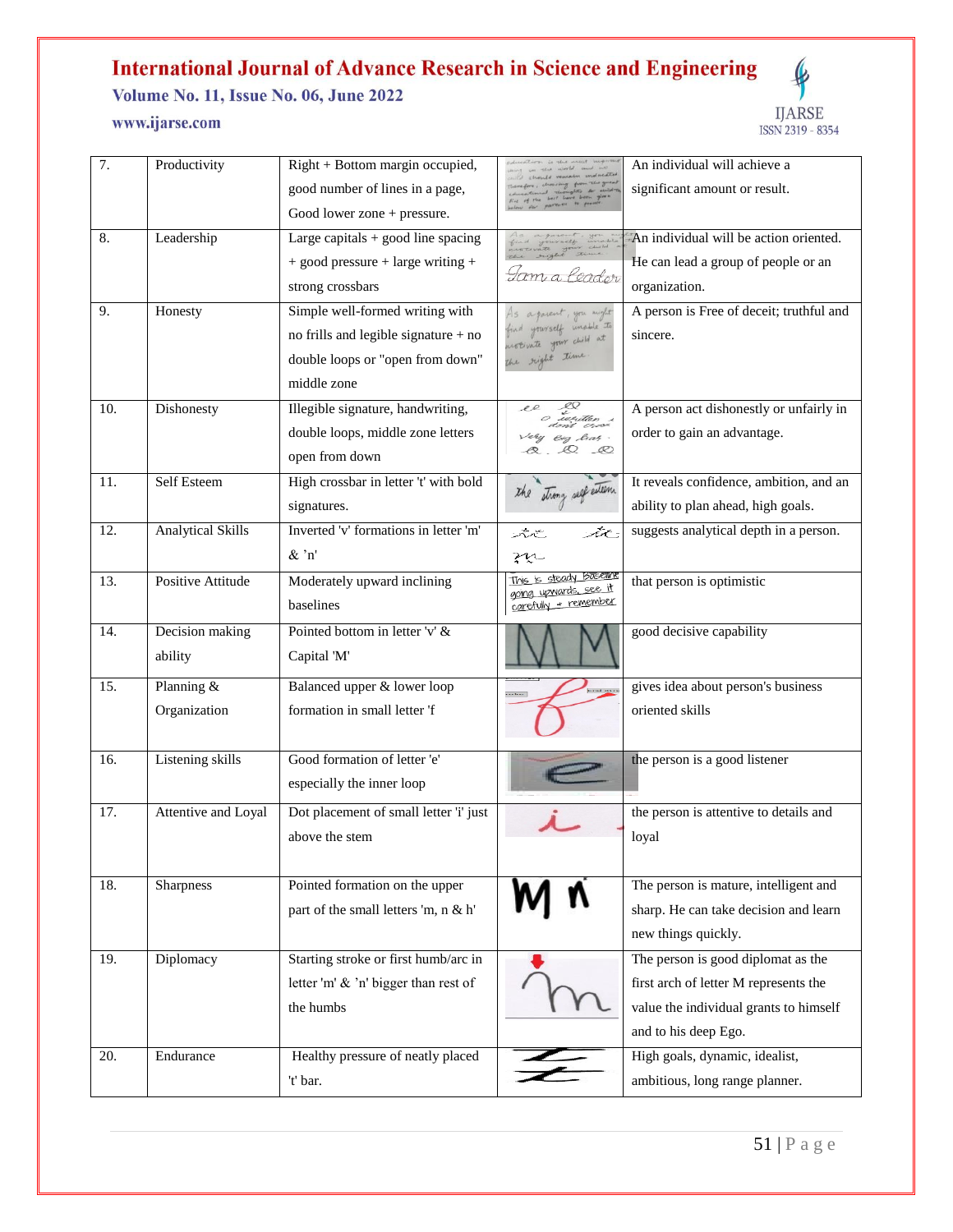| 7. | Productivity | Right + Bottom margin occupied, good number of lines in a page, Good lower zone + pressure. | | An individual will achieve a significant amount or result. |
|---|---|---|---|---|
| 8. | Leadership | Large capitals + good line spacing + good pressure + large writing + strong crossbars | | An individual will be action oriented. He can lead a group of people or an organization. |
| 9. | Honesty | Simple well-formed writing with no frills and legible signature + no double loops or "open from down" middle zone | | A person is Free of deceit; truthful and sincere. |
| 10. | Dishonesty | Illegible signature, handwriting, double loops, middle zone letters open from down | | A person act dishonestly or unfairly in order to gain an advantage. |
| 11. | Self Esteem | High crossbar in letter 't' with bold signatures. | | It reveals confidence, ambition, and an ability to plan ahead, high goals. |
| 12. | Analytical Skills | Inverted 'v' formations in letter 'm' & 'n' | | suggests analytical depth in a person. |
| 13. | Positive Attitude | Moderately upward inclining baselines | | that person is optimistic |
| 14. | Decision making ability | Pointed bottom in letter 'v' & Capital 'M' | | good decisive capability |
| 15. | Planning & Organization | Balanced upper & lower loop formation in small letter 'f | | gives idea about person's business oriented skills |
| 16. | Listening skills | Good formation of letter 'e' especially the inner loop | | the person is a good listener |
| 17. | Attentive and Loyal | Dot placement of small letter 'i' just above the stem | | the person is attentive to details and loyal |
| 18. | Sharpness | Pointed formation on the upper part of the small letters 'm, n & h' | | The person is mature, intelligent and sharp. He can take decision and learn new things quickly. |
| 19. | Diplomacy | Starting stroke or first humb/arc in letter 'm' & 'n' bigger than rest of the humbs | | The person is good diplomat as the first arch of letter M represents the value the individual grants to himself and to his deep Ego. |
| 20. | Endurance | Healthy pressure of neatly placed 't' bar. | | High goals, dynamic, idealist, ambitious, long range planner. |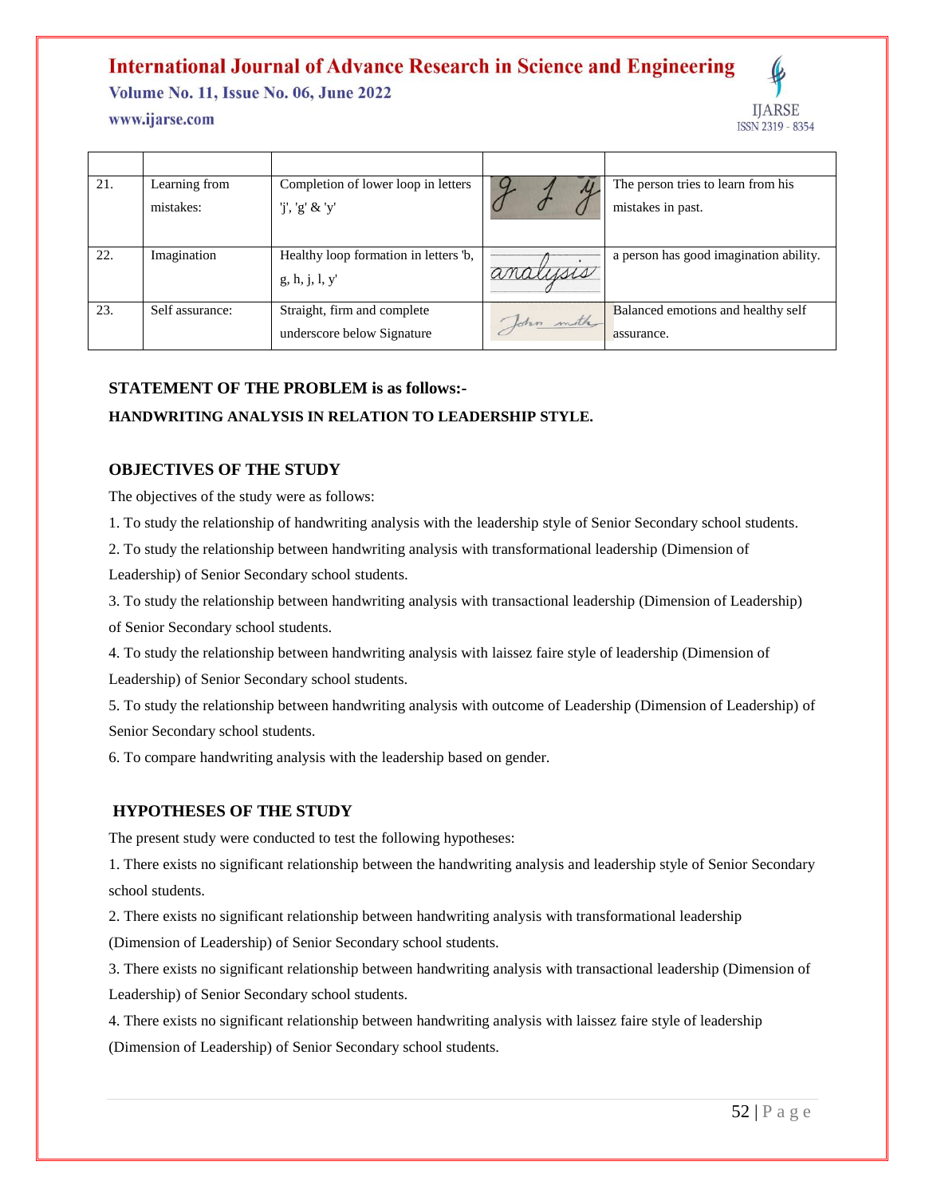| | | | | |
|---|---|---|---|---|
| 21. | Learning from mistakes: | Completion of lower loop in letters 'j', 'g' & 'y' | | The person tries to learn from his mistakes in past. |
| 22. | Imagination | Healthy loop formation in letters 'b, g, h, j, l, y' | | a person has good imagination ability. |
| 23. | Self assurance: | Straight, firm and complete underscore below Signature | | Balanced emotions and healthy self assurance. |

**STATEMENT OF THE PROBLEM is as follows:-**

**HANDWRITING ANALYSIS IN RELATION TO LEADERSHIP STYLE.**

## OBJECTIVES OF THE STUDY

The objectives of the study were as follows:

1. To study the relationship of handwriting analysis with the leadership style of Senior Secondary school students.
2. To study the relationship between handwriting analysis with transformational leadership (Dimension of Leadership) of Senior Secondary school students.
3. To study the relationship between handwriting analysis with transactional leadership (Dimension of Leadership) of Senior Secondary school students.
4. To study the relationship between handwriting analysis with laissez faire style of leadership (Dimension of Leadership) of Senior Secondary school students.
5. To study the relationship between handwriting analysis with outcome of Leadership (Dimension of Leadership) of Senior Secondary school students.
6. To compare handwriting analysis with the leadership based on gender.

## HYPOTHESES OF THE STUDY

The present study were conducted to test the following hypotheses:

1. There exists no significant relationship between the handwriting analysis and leadership style of Senior Secondary school students.
2. There exists no significant relationship between handwriting analysis with transformational leadership (Dimension of Leadership) of Senior Secondary school students.
3. There exists no significant relationship between handwriting analysis with transactional leadership (Dimension of Leadership) of Senior Secondary school students.
4. There exists no significant relationship between handwriting analysis with laissez faire style of leadership (Dimension of Leadership) of Senior Secondary school students.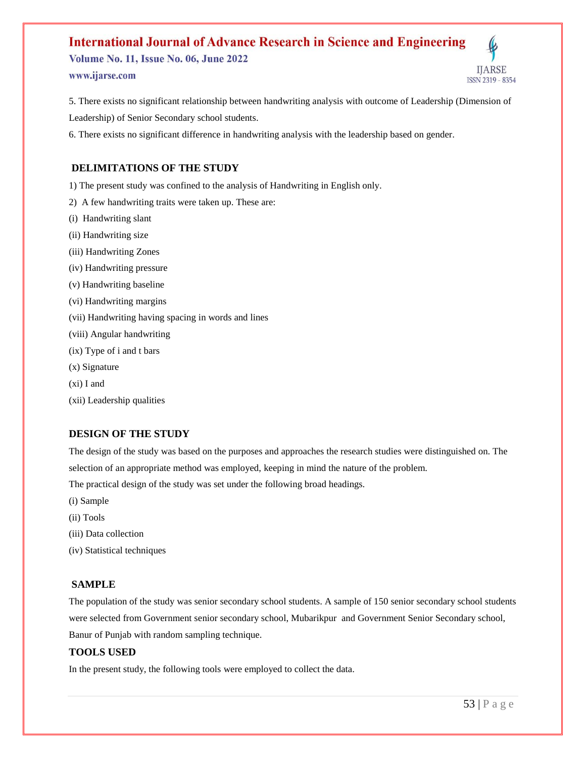5. There exists no significant relationship between handwriting analysis with outcome of Leadership (Dimension of Leadership) of Senior Secondary school students.

6. There exists no significant difference in handwriting analysis with the leadership based on gender.

## DELIMITATIONS OF THE STUDY

1) The present study was confined to the analysis of Handwriting in English only.

2) A few handwriting traits were taken up. These are:

(i) Handwriting slant

(ii) Handwriting size

(iii) Handwriting Zones

(iv) Handwriting pressure

(v) Handwriting baseline

(vi) Handwriting margins

(vii) Handwriting having spacing in words and lines

(viii) Angular handwriting

(ix) Type of i and t bars

(x) Signature

(xi) I and

(xii) Leadership qualities

## DESIGN OF THE STUDY

The design of the study was based on the purposes and approaches the research studies were distinguished on. The selection of an appropriate method was employed, keeping in mind the nature of the problem.

The practical design of the study was set under the following broad headings.

(i) Sample

(ii) Tools

(iii) Data collection

(iv) Statistical techniques

## SAMPLE

The population of the study was senior secondary school students. A sample of 150 senior secondary school students were selected from Government senior secondary school, Mubarikpur and Government Senior Secondary school, Banur of Punjab with random sampling technique.

## TOOLS USED

In the present study, the following tools were employed to collect the data.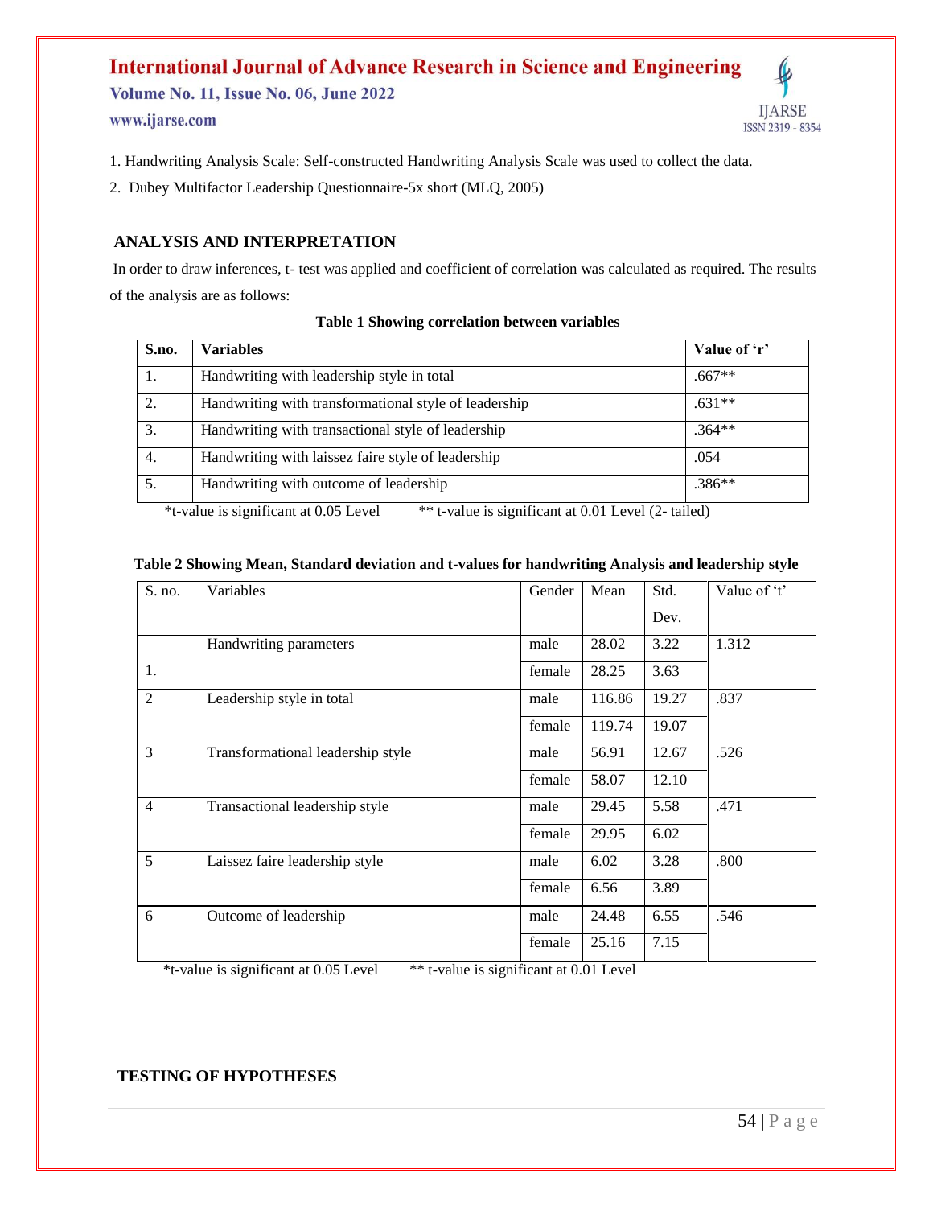1. Handwriting Analysis Scale: Self-constructed Handwriting Analysis Scale was used to collect the data.
2. Dubey Multifactor Leadership Questionnaire-5x short (MLQ, 2005)

## ANALYSIS AND INTERPRETATION

In order to draw inferences, t- test was applied and coefficient of correlation was calculated as required. The results of the analysis are as follows:

**Table 1 Showing correlation between variables**

| S.no. | Variables | Value of 'r' |
|---|---|---|
| 1. | Handwriting with leadership style in total | .667** |
| 2. | Handwriting with transformational style of leadership | .631** |
| 3. | Handwriting with transactional style of leadership | .364** |
| 4. | Handwriting with laissez faire style of leadership | .054 |
| 5. | Handwriting with outcome of leadership | .386** |

*t-value is significant at 0.05 Level ** t-value is significant at 0.01 Level (2- tailed)

**Table 2 Showing Mean, Standard deviation and t-values for handwriting Analysis and leadership style**

| S. no. | Variables | Gender | Mean | Std. Dev. | Value of 't' |
|---|---|---|---|---|---|
| 1. | Handwriting parameters | male | 28.02 | 3.22 | 1.312 |
| | | female | 28.25 | 3.63 | |
| 2 | Leadership style in total | male | 116.86 | 19.27 | .837 |
| | | female | 119.74 | 19.07 | |
| 3 | Transformational leadership style | male | 56.91 | 12.67 | .526 |
| | | female | 58.07 | 12.10 | |
| 4 | Transactional leadership style | male | 29.45 | 5.58 | .471 |
| | | female | 29.95 | 6.02 | |
| 5 | Laissez faire leadership style | male | 6.02 | 3.28 | .800 |
| | | female | 6.56 | 3.89 | |
| 6 | Outcome of leadership | male | 24.48 | 6.55 | .546 |
| | | female | 25.16 | 7.15 | |

*t-value is significant at 0.05 Level ** t-value is significant at 0.01 Level

## TESTING OF HYPOTHESES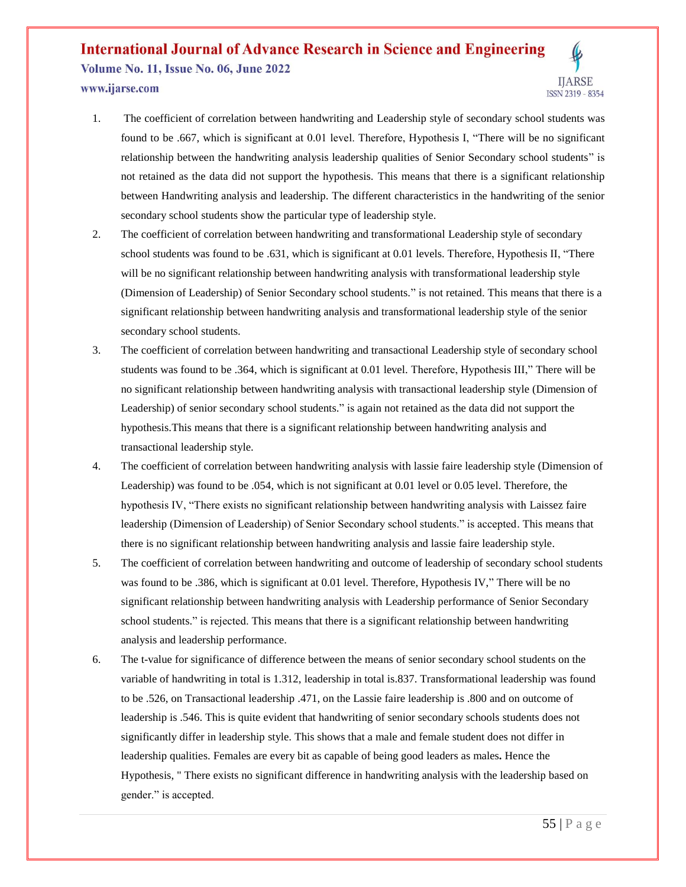1. The coefficient of correlation between handwriting and Leadership style of secondary school students was found to be .667, which is significant at 0.01 level. Therefore, Hypothesis I, "There will be no significant relationship between the handwriting analysis leadership qualities of Senior Secondary school students" is not retained as the data did not support the hypothesis. This means that there is a significant relationship between Handwriting analysis and leadership. The different characteristics in the handwriting of the senior secondary school students show the particular type of leadership style.
2. The coefficient of correlation between handwriting and transformational Leadership style of secondary school students was found to be .631, which is significant at 0.01 levels. Therefore, Hypothesis II, "There will be no significant relationship between handwriting analysis with transformational leadership style (Dimension of Leadership) of Senior Secondary school students." is not retained. This means that there is a significant relationship between handwriting analysis and transformational leadership style of the senior secondary school students.
3. The coefficient of correlation between handwriting and transactional Leadership style of secondary school students was found to be .364, which is significant at 0.01 level. Therefore, Hypothesis III," There will be no significant relationship between handwriting analysis with transactional leadership style (Dimension of Leadership) of senior secondary school students." is again not retained as the data did not support the hypothesis.This means that there is a significant relationship between handwriting analysis and transactional leadership style.
4. The coefficient of correlation between handwriting analysis with lassie faire leadership style (Dimension of Leadership) was found to be .054, which is not significant at 0.01 level or 0.05 level. Therefore, the hypothesis IV, "There exists no significant relationship between handwriting analysis with Laissez faire leadership (Dimension of Leadership) of Senior Secondary school students." is accepted. This means that there is no significant relationship between handwriting analysis and lassie faire leadership style.
5. The coefficient of correlation between handwriting and outcome of leadership of secondary school students was found to be .386, which is significant at 0.01 level. Therefore, Hypothesis IV," There will be no significant relationship between handwriting analysis with Leadership performance of Senior Secondary school students." is rejected. This means that there is a significant relationship between handwriting analysis and leadership performance.
6. The t-value for significance of difference between the means of senior secondary school students on the variable of handwriting in total is 1.312, leadership in total is.837. Transformational leadership was found to be .526, on Transactional leadership .471, on the Lassie faire leadership is .800 and on outcome of leadership is .546. This is quite evident that handwriting of senior secondary schools students does not significantly differ in leadership style. This shows that a male and female student does not differ in leadership qualities. Females are every bit as capable of being good leaders as males**.** Hence the Hypothesis, " There exists no significant difference in handwriting analysis with the leadership based on gender." is accepted.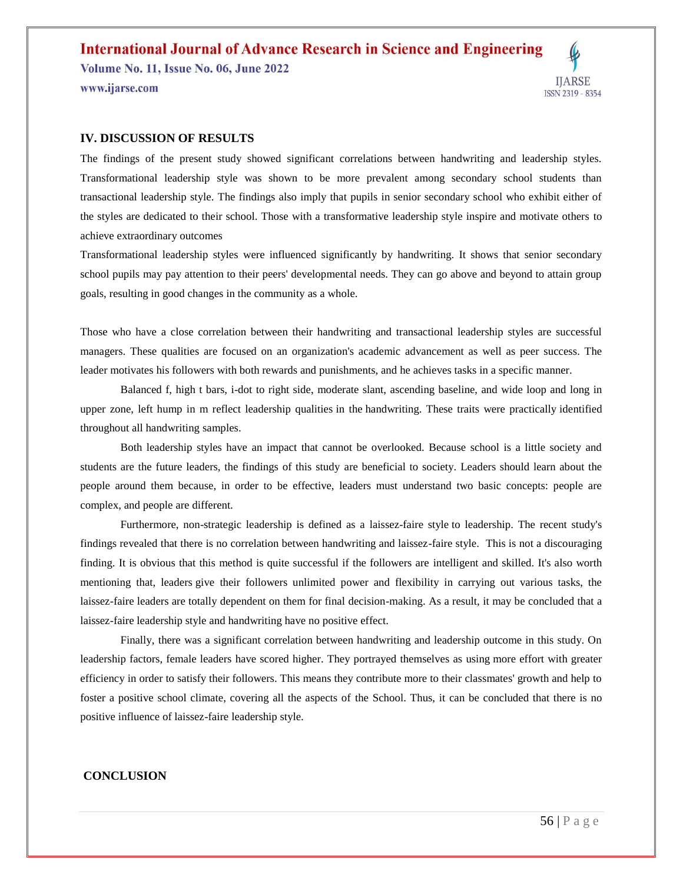## IV. DISCUSSION OF RESULTS

The findings of the present study showed significant correlations between handwriting and leadership styles. Transformational leadership style was shown to be more prevalent among secondary school students than transactional leadership style. The findings also imply that pupils in senior secondary school who exhibit either of the styles are dedicated to their school. Those with a transformative leadership style inspire and motivate others to achieve extraordinary outcomes

Transformational leadership styles were influenced significantly by handwriting. It shows that senior secondary school pupils may pay attention to their peers' developmental needs. They can go above and beyond to attain group goals, resulting in good changes in the community as a whole.

Those who have a close correlation between their handwriting and transactional leadership styles are successful managers. These qualities are focused on an organization's academic advancement as well as peer success. The leader motivates his followers with both rewards and punishments, and he achieves tasks in a specific manner.

Balanced f, high t bars, i-dot to right side, moderate slant, ascending baseline, and wide loop and long in upper zone, left hump in m reflect leadership qualities in the handwriting. These traits were practically identified throughout all handwriting samples.

Both leadership styles have an impact that cannot be overlooked. Because school is a little society and students are the future leaders, the findings of this study are beneficial to society. Leaders should learn about the people around them because, in order to be effective, leaders must understand two basic concepts: people are complex, and people are different.

Furthermore, non-strategic leadership is defined as a laissez-faire style to leadership. The recent study's findings revealed that there is no correlation between handwriting and laissez-faire style. This is not a discouraging finding. It is obvious that this method is quite successful if the followers are intelligent and skilled. It's also worth mentioning that, leaders give their followers unlimited power and flexibility in carrying out various tasks, the laissez-faire leaders are totally dependent on them for final decision-making. As a result, it may be concluded that a laissez-faire leadership style and handwriting have no positive effect.

Finally, there was a significant correlation between handwriting and leadership outcome in this study. On leadership factors, female leaders have scored higher. They portrayed themselves as using more effort with greater efficiency in order to satisfy their followers. This means they contribute more to their classmates' growth and help to foster a positive school climate, covering all the aspects of the School. Thus, it can be concluded that there is no positive influence of laissez-faire leadership style.

## CONCLUSION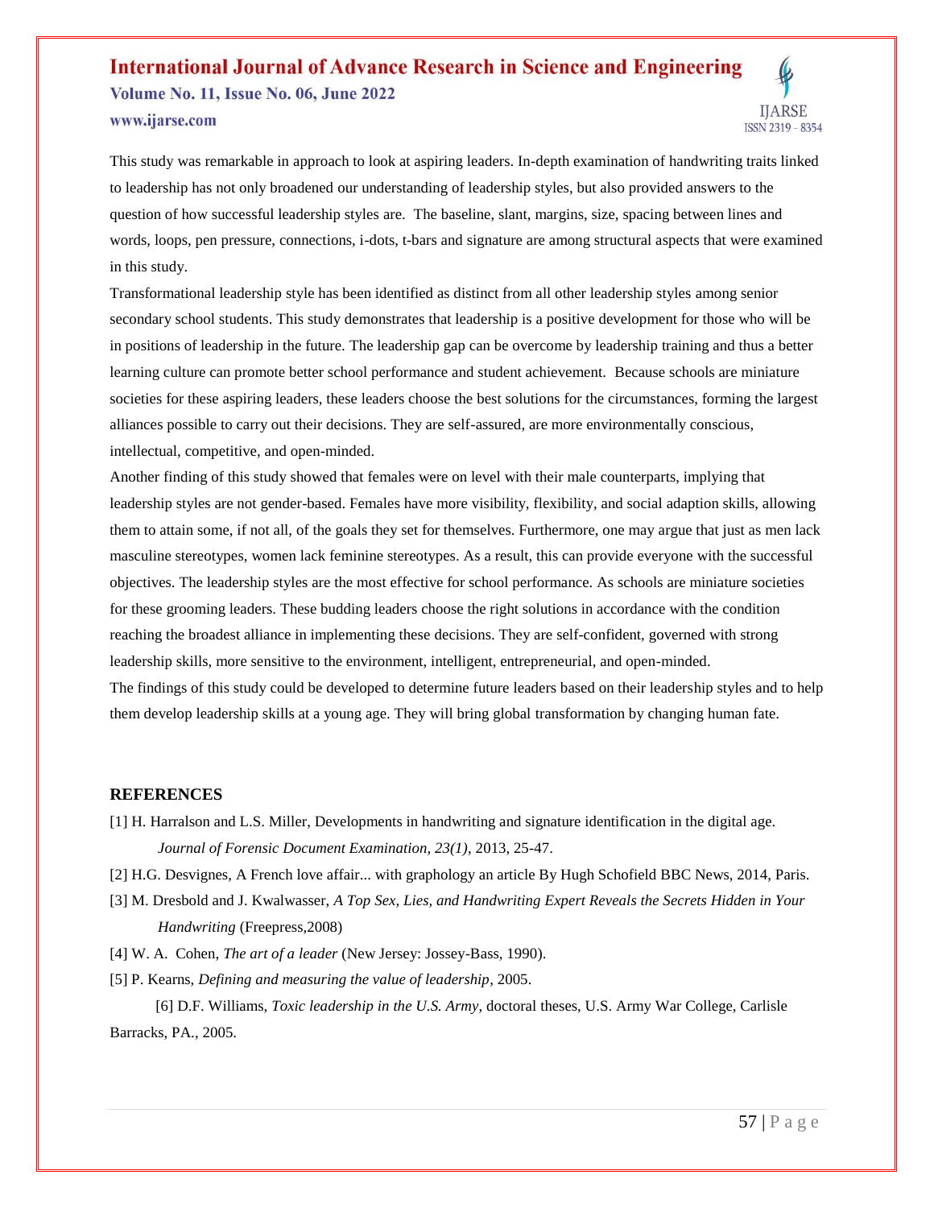This study was remarkable in approach to look at aspiring leaders. In-depth examination of handwriting traits linked to leadership has not only broadened our understanding of leadership styles, but also provided answers to the question of how successful leadership styles are. The baseline, slant, margins, size, spacing between lines and words, loops, pen pressure, connections, i-dots, t-bars and signature are among structural aspects that were examined in this study.

Transformational leadership style has been identified as distinct from all other leadership styles among senior secondary school students. This study demonstrates that leadership is a positive development for those who will be in positions of leadership in the future. The leadership gap can be overcome by leadership training and thus a better learning culture can promote better school performance and student achievement. Because schools are miniature societies for these aspiring leaders, these leaders choose the best solutions for the circumstances, forming the largest alliances possible to carry out their decisions. They are self-assured, are more environmentally conscious, intellectual, competitive, and open-minded.

Another finding of this study showed that females were on level with their male counterparts, implying that leadership styles are not gender-based. Females have more visibility, flexibility, and social adaption skills, allowing them to attain some, if not all, of the goals they set for themselves. Furthermore, one may argue that just as men lack masculine stereotypes, women lack feminine stereotypes. As a result, this can provide everyone with the successful objectives. The leadership styles are the most effective for school performance. As schools are miniature societies for these grooming leaders. These budding leaders choose the right solutions in accordance with the condition reaching the broadest alliance in implementing these decisions. They are self-confident, governed with strong leadership skills, more sensitive to the environment, intelligent, entrepreneurial, and open-minded.

The findings of this study could be developed to determine future leaders based on their leadership styles and to help them develop leadership skills at a young age. They will bring global transformation by changing human fate.

## REFERENCES

[1] H. Harralson and L.S. Miller, Developments in handwriting and signature identification in the digital age. *Journal of Forensic Document Examination, 23(1)*, 2013, 25-47.

[2] H.G. Desvignes, A French love affair... with graphology an article By Hugh Schofield BBC News, 2014, Paris.

[3] M. Dresbold and J. Kwalwasser, *A Top Sex, Lies, and Handwriting Expert Reveals the Secrets Hidden in Your Handwriting* (Freepress,2008)

[4] W. A. Cohen, *The art of a leader* (New Jersey: Jossey-Bass, 1990).

[5] P. Kearns, *Defining and measuring the value of leadership*, 2005.

[6] D.F. Williams, *Toxic leadership in the U.S. Army*, doctoral theses, U.S. Army War College, Carlisle Barracks, PA., 2005.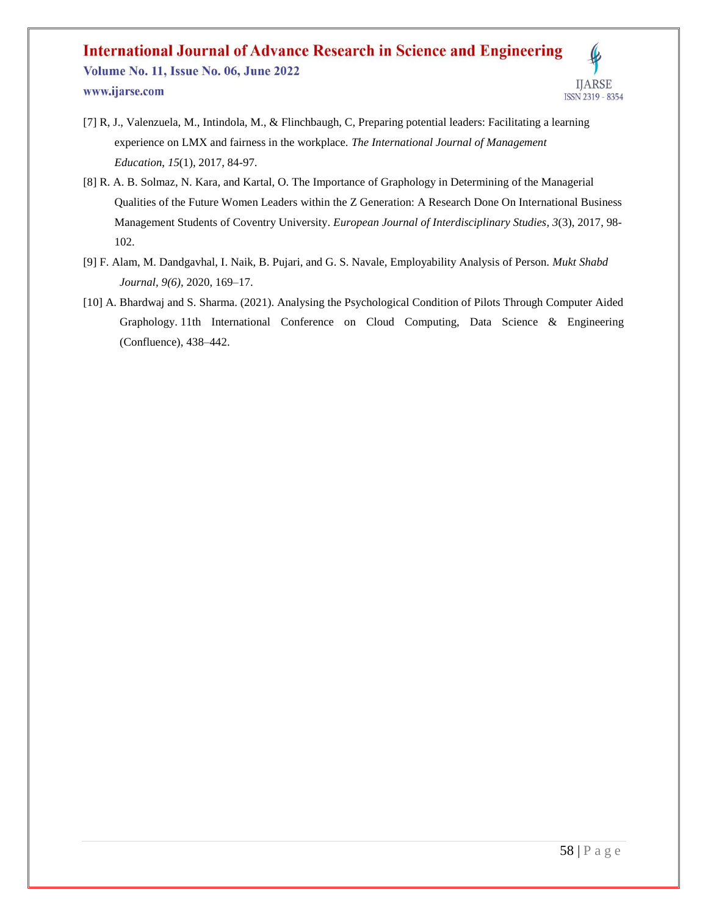[7] R, J., Valenzuela, M., Intindola, M., & Flinchbaugh, C, Preparing potential leaders: Facilitating a learning experience on LMX and fairness in the workplace. *The International Journal of Management Education*, *15*(1), 2017, 84-97.

[8] R. A. B. Solmaz, N. Kara, and Kartal, O. The Importance of Graphology in Determining of the Managerial Qualities of the Future Women Leaders within the Z Generation: A Research Done On International Business Management Students of Coventry University. *European Journal of Interdisciplinary Studies*, *3*(3), 2017, 98-102.

[9] F. Alam, M. Dandgavhal, I. Naik, B. Pujari, and G. S. Navale, Employability Analysis of Person. *Mukt Shabd Journal, 9(6),* 2020, 169–17.

[10] A. Bhardwaj and S. Sharma. (2021). Analysing the Psychological Condition of Pilots Through Computer Aided Graphology. 11th International Conference on Cloud Computing, Data Science & Engineering (Confluence), 438–442.